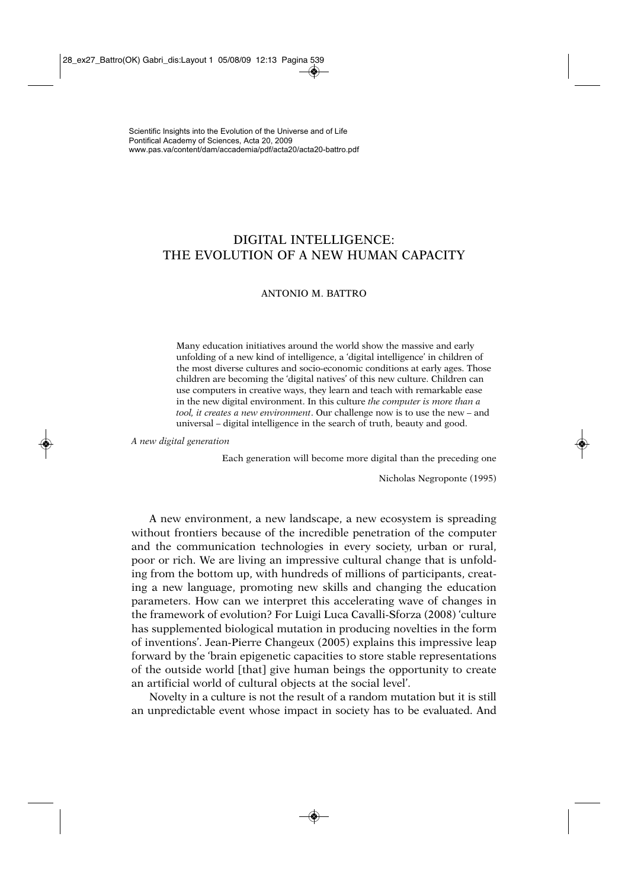Scientific Insights into the Evolution of the Universe and of Life
Pontifical Academy of Sciences, Acta 20, 2009
www.pas.va/content/dam/accademia/pdf/acta20/acta20-battro.pdf

# DIGITAL INTELLIGENCE: THE EVOLUTION OF A NEW HUMAN CAPACITY

ANTONIO M. BATTRO

> Many education initiatives around the world show the massive and early unfolding of a new kind of intelligence, a 'digital intelligence' in children of the most diverse cultures and socio-economic conditions at early ages. Those children are becoming the 'digital natives' of this new culture. Children can use computers in creative ways, they learn and teach with remarkable ease in the new digital environment. In this culture *the computer is more than a tool, it creates a new environment*. Our challenge now is to use the new – and universal – digital intelligence in the search of truth, beauty and good.

*A new digital generation*

> Each generation will become more digital than the preceding one
>
> Nicholas Negroponte (1995)

A new environment, a new landscape, a new ecosystem is spreading without frontiers because of the incredible penetration of the computer and the communication technologies in every society, urban or rural, poor or rich. We are living an impressive cultural change that is unfolding from the bottom up, with hundreds of millions of participants, creating a new language, promoting new skills and changing the education parameters. How can we interpret this accelerating wave of changes in the framework of evolution? For Luigi Luca Cavalli-Sforza (2008) 'culture has supplemented biological mutation in producing novelties in the form of inventions'. Jean-Pierre Changeux (2005) explains this impressive leap forward by the 'brain epigenetic capacities to store stable representations of the outside world [that] give human beings the opportunity to create an artificial world of cultural objects at the social level'.

Novelty in a culture is not the result of a random mutation but it is still an unpredictable event whose impact in society has to be evaluated. And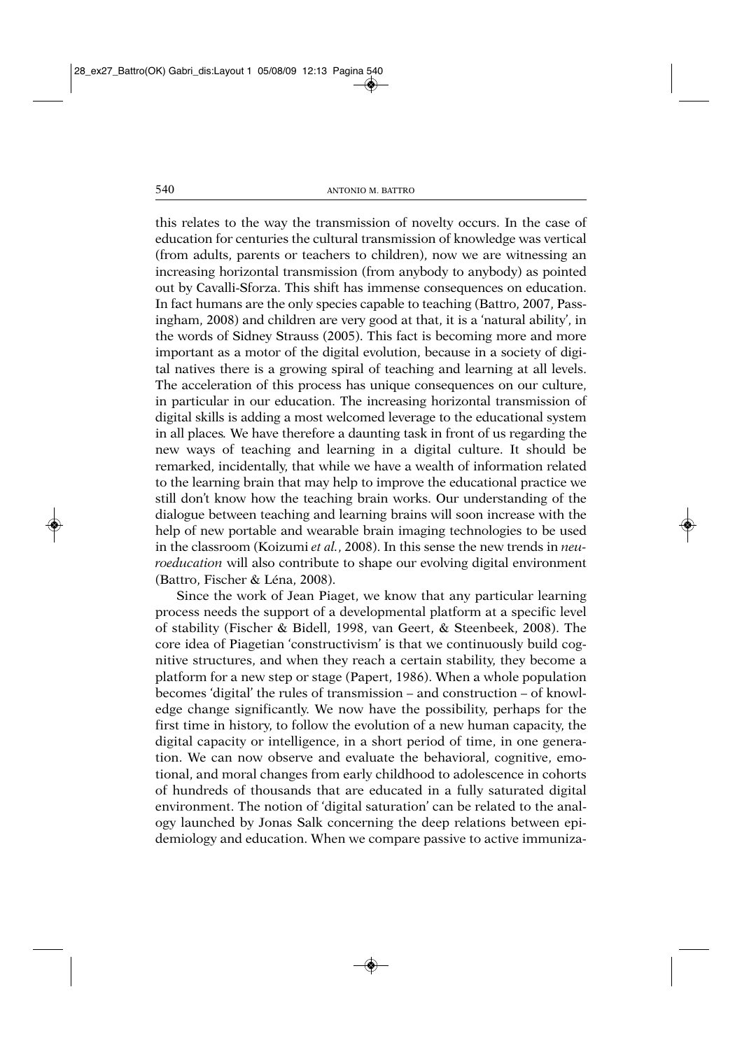this relates to the way the transmission of novelty occurs. In the case of education for centuries the cultural transmission of knowledge was vertical (from adults, parents or teachers to children), now we are witnessing an increasing horizontal transmission (from anybody to anybody) as pointed out by Cavalli-Sforza. This shift has immense consequences on education. In fact humans are the only species capable to teaching (Battro, 2007, Passingham, 2008) and children are very good at that, it is a 'natural ability', in the words of Sidney Strauss (2005). This fact is becoming more and more important as a motor of the digital evolution, because in a society of digital natives there is a growing spiral of teaching and learning at all levels. The acceleration of this process has unique consequences on our culture, in particular in our education. The increasing horizontal transmission of digital skills is adding a most welcomed leverage to the educational system in all places. We have therefore a daunting task in front of us regarding the new ways of teaching and learning in a digital culture. It should be remarked, incidentally, that while we have a wealth of information related to the learning brain that may help to improve the educational practice we still don't know how the teaching brain works. Our understanding of the dialogue between teaching and learning brains will soon increase with the help of new portable and wearable brain imaging technologies to be used in the classroom (Koizumi *et al.*, 2008). In this sense the new trends in *neuroeducation* will also contribute to shape our evolving digital environment (Battro, Fischer & Léna, 2008).

Since the work of Jean Piaget, we know that any particular learning process needs the support of a developmental platform at a specific level of stability (Fischer & Bidell, 1998, van Geert, & Steenbeek, 2008). The core idea of Piagetian 'constructivism' is that we continuously build cognitive structures, and when they reach a certain stability, they become a platform for a new step or stage (Papert, 1986). When a whole population becomes 'digital' the rules of transmission – and construction – of knowledge change significantly. We now have the possibility, perhaps for the first time in history, to follow the evolution of a new human capacity, the digital capacity or intelligence, in a short period of time, in one generation. We can now observe and evaluate the behavioral, cognitive, emotional, and moral changes from early childhood to adolescence in cohorts of hundreds of thousands that are educated in a fully saturated digital environment. The notion of 'digital saturation' can be related to the analogy launched by Jonas Salk concerning the deep relations between epidemiology and education. When we compare passive to active immuniza-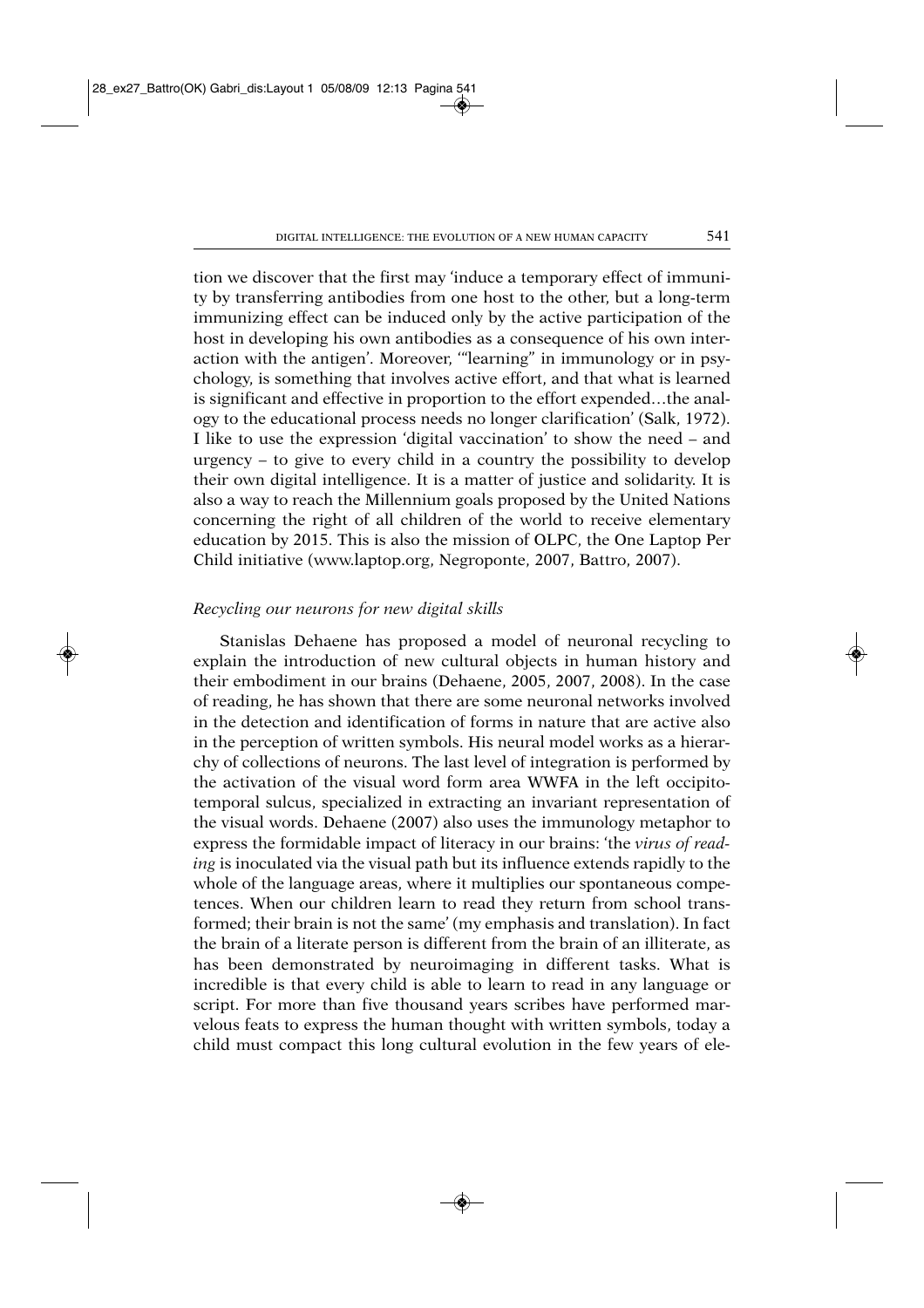tion we discover that the first may 'induce a temporary effect of immunity by transferring antibodies from one host to the other, but a long-term immunizing effect can be induced only by the active participation of the host in developing his own antibodies as a consequence of his own interaction with the antigen'. Moreover, '"learning" in immunology or in psychology, is something that involves active effort, and that what is learned is significant and effective in proportion to the effort expended…the analogy to the educational process needs no longer clarification' (Salk, 1972). I like to use the expression 'digital vaccination' to show the need – and urgency – to give to every child in a country the possibility to develop their own digital intelligence. It is a matter of justice and solidarity. It is also a way to reach the Millennium goals proposed by the United Nations concerning the right of all children of the world to receive elementary education by 2015. This is also the mission of OLPC, the One Laptop Per Child initiative (www.laptop.org, Negroponte, 2007, Battro, 2007).

### *Recycling our neurons for new digital skills*

Stanislas Dehaene has proposed a model of neuronal recycling to explain the introduction of new cultural objects in human history and their embodiment in our brains (Dehaene, 2005, 2007, 2008). In the case of reading, he has shown that there are some neuronal networks involved in the detection and identification of forms in nature that are active also in the perception of written symbols. His neural model works as a hierarchy of collections of neurons. The last level of integration is performed by the activation of the visual word form area WWFA in the left occipitotemporal sulcus, specialized in extracting an invariant representation of the visual words. Dehaene (2007) also uses the immunology metaphor to express the formidable impact of literacy in our brains: 'the *virus of reading* is inoculated via the visual path but its influence extends rapidly to the whole of the language areas, where it multiplies our spontaneous competences. When our children learn to read they return from school transformed; their brain is not the same' (my emphasis and translation). In fact the brain of a literate person is different from the brain of an illiterate, as has been demonstrated by neuroimaging in different tasks. What is incredible is that every child is able to learn to read in any language or script. For more than five thousand years scribes have performed marvelous feats to express the human thought with written symbols, today a child must compact this long cultural evolution in the few years of ele-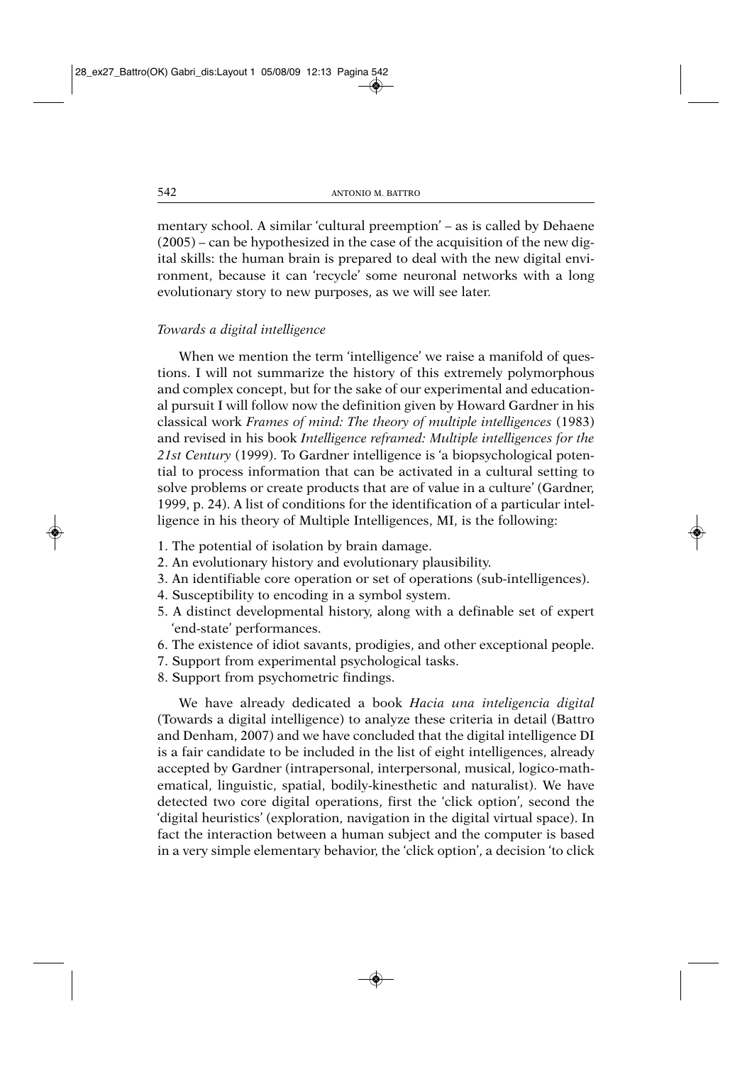mentary school. A similar 'cultural preemption' – as is called by Dehaene (2005) – can be hypothesized in the case of the acquisition of the new digital skills: the human brain is prepared to deal with the new digital environment, because it can 'recycle' some neuronal networks with a long evolutionary story to new purposes, as we will see later.

### *Towards a digital intelligence*

When we mention the term 'intelligence' we raise a manifold of questions. I will not summarize the history of this extremely polymorphous and complex concept, but for the sake of our experimental and educational pursuit I will follow now the definition given by Howard Gardner in his classical work *Frames of mind: The theory of multiple intelligences* (1983) and revised in his book *Intelligence reframed: Multiple intelligences for the 21st Century* (1999). To Gardner intelligence is 'a biopsychological potential to process information that can be activated in a cultural setting to solve problems or create products that are of value in a culture' (Gardner, 1999, p. 24). A list of conditions for the identification of a particular intelligence in his theory of Multiple Intelligences, MI, is the following:

1. The potential of isolation by brain damage.
2. An evolutionary history and evolutionary plausibility.
3. An identifiable core operation or set of operations (sub-intelligences).
4. Susceptibility to encoding in a symbol system.
5. A distinct developmental history, along with a definable set of expert 'end-state' performances.
6. The existence of idiot savants, prodigies, and other exceptional people.
7. Support from experimental psychological tasks.
8. Support from psychometric findings.

We have already dedicated a book *Hacia una inteligencia digital* (Towards a digital intelligence) to analyze these criteria in detail (Battro and Denham, 2007) and we have concluded that the digital intelligence DI is a fair candidate to be included in the list of eight intelligences, already accepted by Gardner (intrapersonal, interpersonal, musical, logico-mathematical, linguistic, spatial, bodily-kinesthetic and naturalist). We have detected two core digital operations, first the 'click option', second the 'digital heuristics' (exploration, navigation in the digital virtual space). In fact the interaction between a human subject and the computer is based in a very simple elementary behavior, the 'click option', a decision 'to click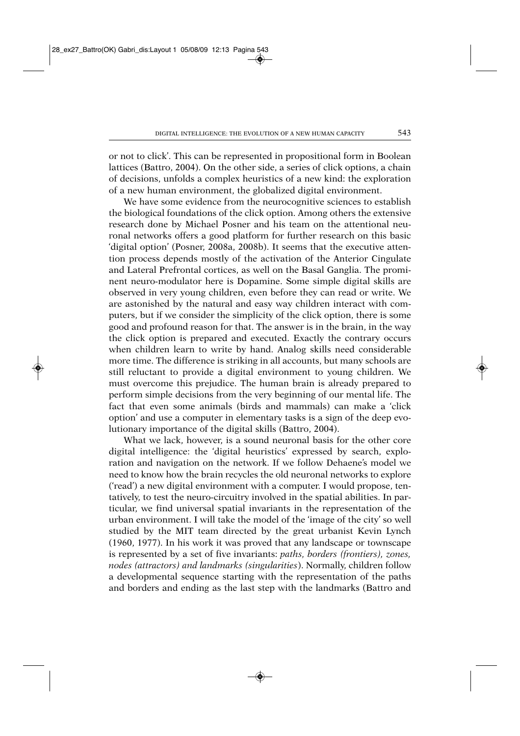or not to click'. This can be represented in propositional form in Boolean lattices (Battro, 2004). On the other side, a series of click options, a chain of decisions, unfolds a complex heuristics of a new kind: the exploration of a new human environment, the globalized digital environment.

We have some evidence from the neurocognitive sciences to establish the biological foundations of the click option. Among others the extensive research done by Michael Posner and his team on the attentional neuronal networks offers a good platform for further research on this basic 'digital option' (Posner, 2008a, 2008b). It seems that the executive attention process depends mostly of the activation of the Anterior Cingulate and Lateral Prefrontal cortices, as well on the Basal Ganglia. The prominent neuro-modulator here is Dopamine. Some simple digital skills are observed in very young children, even before they can read or write. We are astonished by the natural and easy way children interact with computers, but if we consider the simplicity of the click option, there is some good and profound reason for that. The answer is in the brain, in the way the click option is prepared and executed. Exactly the contrary occurs when children learn to write by hand. Analog skills need considerable more time. The difference is striking in all accounts, but many schools are still reluctant to provide a digital environment to young children. We must overcome this prejudice. The human brain is already prepared to perform simple decisions from the very beginning of our mental life. The fact that even some animals (birds and mammals) can make a 'click option' and use a computer in elementary tasks is a sign of the deep evolutionary importance of the digital skills (Battro, 2004).

What we lack, however, is a sound neuronal basis for the other core digital intelligence: the 'digital heuristics' expressed by search, exploration and navigation on the network. If we follow Dehaene's model we need to know how the brain recycles the old neuronal networks to explore ('read') a new digital environment with a computer. I would propose, tentatively, to test the neuro-circuitry involved in the spatial abilities. In particular, we find universal spatial invariants in the representation of the urban environment. I will take the model of the 'image of the city' so well studied by the MIT team directed by the great urbanist Kevin Lynch (1960, 1977). In his work it was proved that any landscape or townscape is represented by a set of five invariants: *paths, borders (frontiers), zones, nodes (attractors) and landmarks (singularities)*. Normally, children follow a developmental sequence starting with the representation of the paths and borders and ending as the last step with the landmarks (Battro and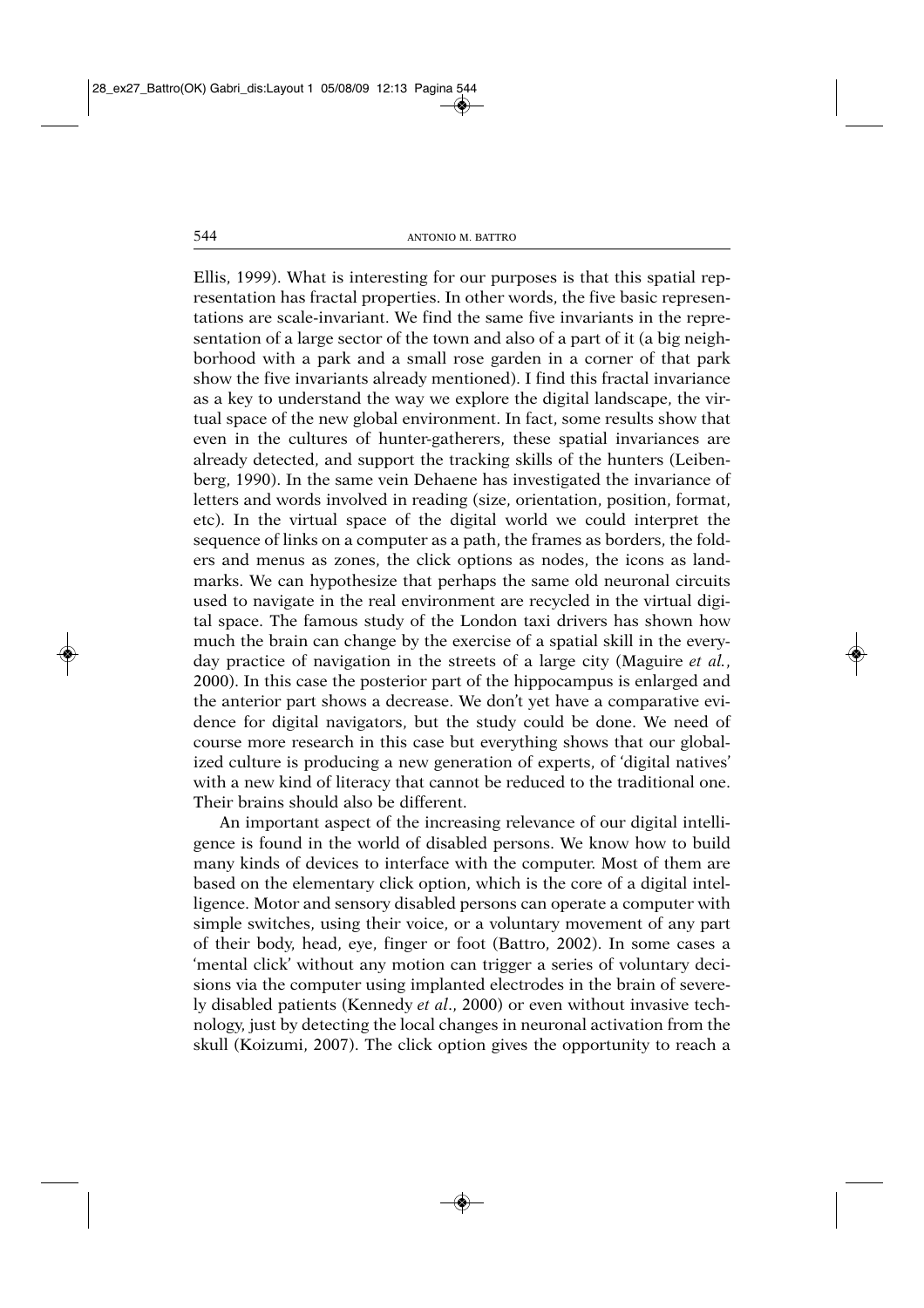Ellis, 1999). What is interesting for our purposes is that this spatial representation has fractal properties. In other words, the five basic representations are scale-invariant. We find the same five invariants in the representation of a large sector of the town and also of a part of it (a big neighborhood with a park and a small rose garden in a corner of that park show the five invariants already mentioned). I find this fractal invariance as a key to understand the way we explore the digital landscape, the virtual space of the new global environment. In fact, some results show that even in the cultures of hunter-gatherers, these spatial invariances are already detected, and support the tracking skills of the hunters (Leibenberg, 1990). In the same vein Dehaene has investigated the invariance of letters and words involved in reading (size, orientation, position, format, etc). In the virtual space of the digital world we could interpret the sequence of links on a computer as a path, the frames as borders, the folders and menus as zones, the click options as nodes, the icons as landmarks. We can hypothesize that perhaps the same old neuronal circuits used to navigate in the real environment are recycled in the virtual digital space. The famous study of the London taxi drivers has shown how much the brain can change by the exercise of a spatial skill in the everyday practice of navigation in the streets of a large city (Maguire *et al.*, 2000). In this case the posterior part of the hippocampus is enlarged and the anterior part shows a decrease. We don't yet have a comparative evidence for digital navigators, but the study could be done. We need of course more research in this case but everything shows that our globalized culture is producing a new generation of experts, of 'digital natives' with a new kind of literacy that cannot be reduced to the traditional one. Their brains should also be different.

An important aspect of the increasing relevance of our digital intelligence is found in the world of disabled persons. We know how to build many kinds of devices to interface with the computer. Most of them are based on the elementary click option, which is the core of a digital intelligence. Motor and sensory disabled persons can operate a computer with simple switches, using their voice, or a voluntary movement of any part of their body, head, eye, finger or foot (Battro, 2002). In some cases a 'mental click' without any motion can trigger a series of voluntary decisions via the computer using implanted electrodes in the brain of severely disabled patients (Kennedy *et al*., 2000) or even without invasive technology, just by detecting the local changes in neuronal activation from the skull (Koizumi, 2007). The click option gives the opportunity to reach a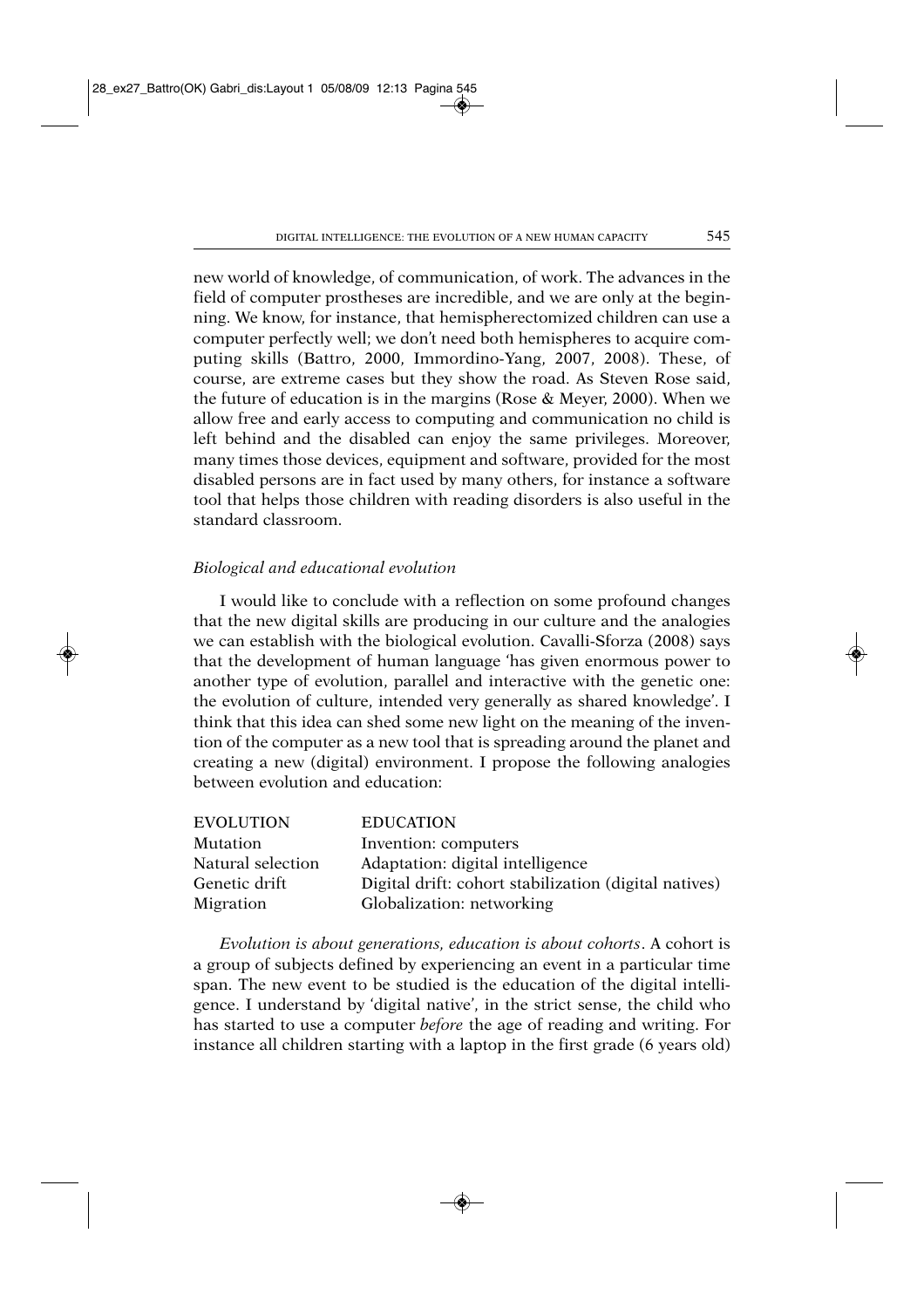new world of knowledge, of communication, of work. The advances in the field of computer prostheses are incredible, and we are only at the beginning. We know, for instance, that hemispherectomized children can use a computer perfectly well; we don't need both hemispheres to acquire computing skills (Battro, 2000, Immordino-Yang, 2007, 2008). These, of course, are extreme cases but they show the road. As Steven Rose said, the future of education is in the margins (Rose & Meyer, 2000). When we allow free and early access to computing and communication no child is left behind and the disabled can enjoy the same privileges. Moreover, many times those devices, equipment and software, provided for the most disabled persons are in fact used by many others, for instance a software tool that helps those children with reading disorders is also useful in the standard classroom.

### *Biological and educational evolution*

I would like to conclude with a reflection on some profound changes that the new digital skills are producing in our culture and the analogies we can establish with the biological evolution. Cavalli-Sforza (2008) says that the development of human language 'has given enormous power to another type of evolution, parallel and interactive with the genetic one: the evolution of culture, intended very generally as shared knowledge'. I think that this idea can shed some new light on the meaning of the invention of the computer as a new tool that is spreading around the planet and creating a new (digital) environment. I propose the following analogies between evolution and education:

| EVOLUTION | EDUCATION |
|---|---|
| Mutation | Invention: computers |
| Natural selection | Adaptation: digital intelligence |
| Genetic drift | Digital drift: cohort stabilization (digital natives) |
| Migration | Globalization: networking |

*Evolution is about generations, education is about cohorts*. A cohort is a group of subjects defined by experiencing an event in a particular time span. The new event to be studied is the education of the digital intelligence. I understand by 'digital native', in the strict sense, the child who has started to use a computer *before* the age of reading and writing. For instance all children starting with a laptop in the first grade (6 years old)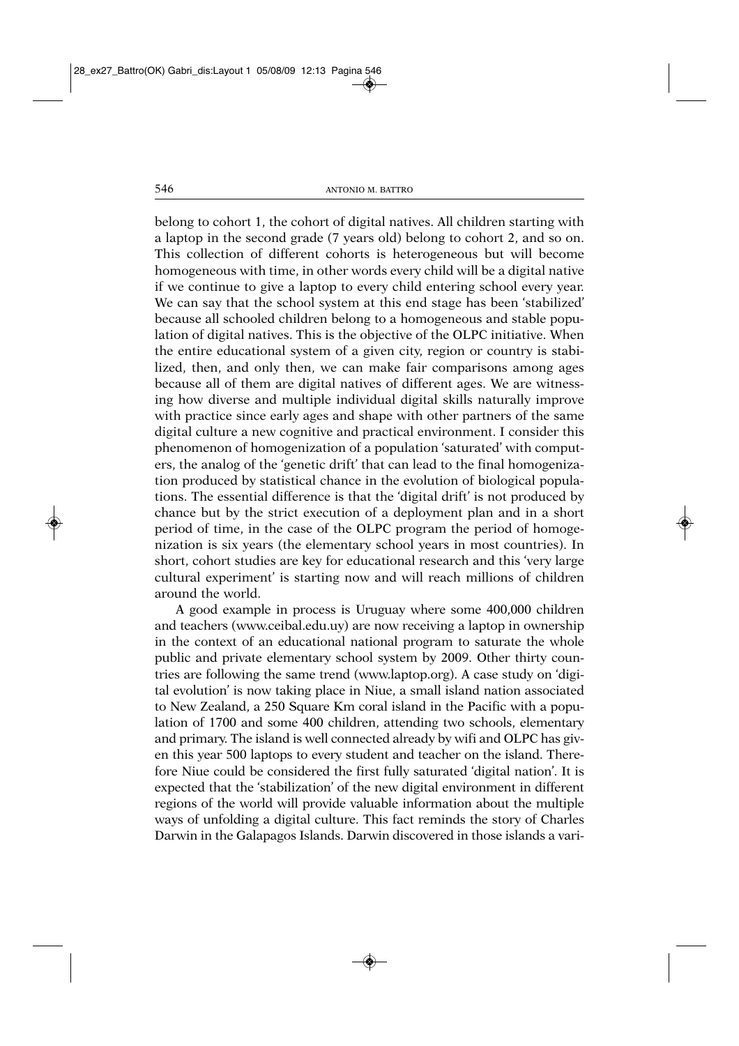belong to cohort 1, the cohort of digital natives. All children starting with a laptop in the second grade (7 years old) belong to cohort 2, and so on. This collection of different cohorts is heterogeneous but will become homogeneous with time, in other words every child will be a digital native if we continue to give a laptop to every child entering school every year. We can say that the school system at this end stage has been 'stabilized' because all schooled children belong to a homogeneous and stable population of digital natives. This is the objective of the OLPC initiative. When the entire educational system of a given city, region or country is stabilized, then, and only then, we can make fair comparisons among ages because all of them are digital natives of different ages. We are witnessing how diverse and multiple individual digital skills naturally improve with practice since early ages and shape with other partners of the same digital culture a new cognitive and practical environment. I consider this phenomenon of homogenization of a population 'saturated' with computers, the analog of the 'genetic drift' that can lead to the final homogenization produced by statistical chance in the evolution of biological populations. The essential difference is that the 'digital drift' is not produced by chance but by the strict execution of a deployment plan and in a short period of time, in the case of the OLPC program the period of homogenization is six years (the elementary school years in most countries). In short, cohort studies are key for educational research and this 'very large cultural experiment' is starting now and will reach millions of children around the world.

A good example in process is Uruguay where some 400,000 children and teachers (www.ceibal.edu.uy) are now receiving a laptop in ownership in the context of an educational national program to saturate the whole public and private elementary school system by 2009. Other thirty countries are following the same trend (www.laptop.org). A case study on 'digital evolution' is now taking place in Niue, a small island nation associated to New Zealand, a 250 Square Km coral island in the Pacific with a population of 1700 and some 400 children, attending two schools, elementary and primary. The island is well connected already by wifi and OLPC has given this year 500 laptops to every student and teacher on the island. Therefore Niue could be considered the first fully saturated 'digital nation'. It is expected that the 'stabilization' of the new digital environment in different regions of the world will provide valuable information about the multiple ways of unfolding a digital culture. This fact reminds the story of Charles Darwin in the Galapagos Islands. Darwin discovered in those islands a vari-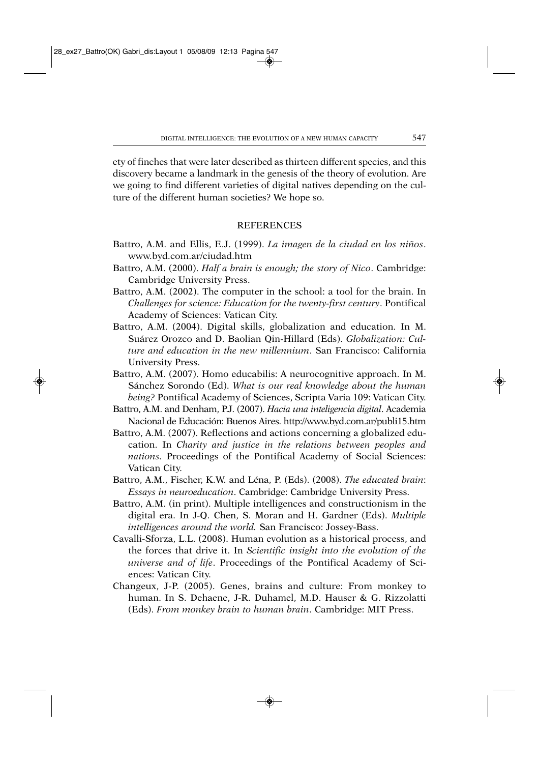ety of finches that were later described as thirteen different species, and this discovery became a landmark in the genesis of the theory of evolution. Are we going to find different varieties of digital natives depending on the culture of the different human societies? We hope so.

## REFERENCES

Battro, A.M. and Ellis, E.J. (1999). *La imagen de la ciudad en los niños*. www.byd.com.ar/ciudad.htm

Battro, A.M. (2000). *Half a brain is enough; the story of Nico*. Cambridge: Cambridge University Press.

Battro, A.M. (2002). The computer in the school: a tool for the brain. In *Challenges for science: Education for the twenty-first century*. Pontifical Academy of Sciences: Vatican City.

Battro, A.M. (2004). Digital skills, globalization and education. In M. Suárez Orozco and D. Baolian Qin-Hillard (Eds). *Globalization: Culture and education in the new millennium*. San Francisco: California University Press.

Battro, A.M. (2007). Homo educabilis: A neurocognitive approach. In M. Sánchez Sorondo (Ed). *What is our real knowledge about the human being?* Pontifical Academy of Sciences, Scripta Varia 109: Vatican City.

Battro, A.M. and Denham, P.J. (2007). *Hacia una inteligencia digital*. Academia Nacional de Educación: Buenos Aires. http://www.byd.com.ar/publi15.htm

Battro, A.M. (2007). Reflections and actions concerning a globalized education. In *Charity and justice in the relations between peoples and nations.* Proceedings of the Pontifical Academy of Social Sciences: Vatican City.

Battro, A.M., Fischer, K.W. and Léna, P. (Eds). (2008). *The educated brain*: *Essays in neuroeducation*. Cambridge: Cambridge University Press.

Battro, A.M. (in print). Multiple intelligences and constructionism in the digital era. In J-Q. Chen, S. Moran and H. Gardner (Eds). *Multiple intelligences around the world.* San Francisco: Jossey-Bass.

Cavalli-Sforza, L.L. (2008). Human evolution as a historical process, and the forces that drive it. In *Scientific insight into the evolution of the universe and of life*. Proceedings of the Pontifical Academy of Sciences: Vatican City.

Changeux, J-P. (2005). Genes, brains and culture: From monkey to human. In S. Dehaene, J-R. Duhamel, M.D. Hauser & G. Rizzolatti (Eds). *From monkey brain to human brain*. Cambridge: MIT Press.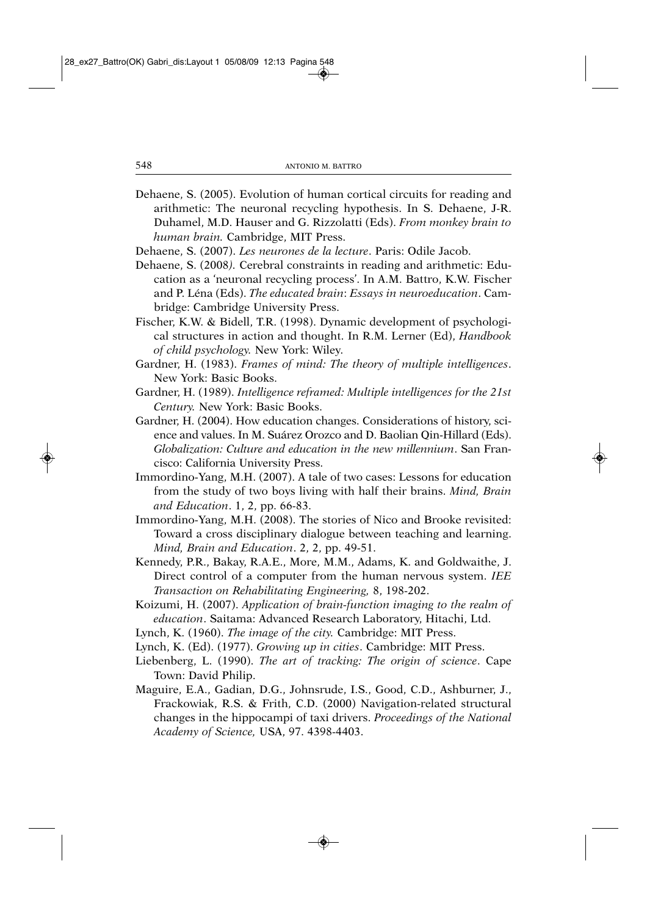Dehaene, S. (2005). Evolution of human cortical circuits for reading and arithmetic: The neuronal recycling hypothesis. In S. Dehaene, J-R. Duhamel, M.D. Hauser and G. Rizzolatti (Eds). *From monkey brain to human brain.* Cambridge, MIT Press.

Dehaene, S. (2007). *Les neurones de la lecture*. Paris: Odile Jacob.

Dehaene, S. (2008). Cerebral constraints in reading and arithmetic: Education as a 'neuronal recycling process'. In A.M. Battro, K.W. Fischer and P. Léna (Eds). *The educated brain*: *Essays in neuroeducation*. Cambridge: Cambridge University Press.

Fischer, K.W. & Bidell, T.R. (1998). Dynamic development of psychological structures in action and thought. In R.M. Lerner (Ed), *Handbook of child psychology.* New York: Wiley.

Gardner, H. (1983). *Frames of mind: The theory of multiple intelligences*. New York: Basic Books.

Gardner, H. (1989). *Intelligence reframed: Multiple intelligences for the 21st Century.* New York: Basic Books.

Gardner, H. (2004). How education changes. Considerations of history, science and values. In M. Suárez Orozco and D. Baolian Qin-Hillard (Eds). *Globalization: Culture and education in the new millennium*. San Francisco: California University Press.

Immordino-Yang, M.H. (2007). A tale of two cases: Lessons for education from the study of two boys living with half their brains. *Mind, Brain and Education*. 1, 2, pp. 66-83.

Immordino-Yang, M.H. (2008). The stories of Nico and Brooke revisited: Toward a cross disciplinary dialogue between teaching and learning. *Mind, Brain and Education*. 2, 2, pp. 49-51.

Kennedy, P.R., Bakay, R.A.E., More, M.M., Adams, K. and Goldwaithe, J. Direct control of a computer from the human nervous system. *IEE Transaction on Rehabilitating Engineering,* 8, 198-202.

Koizumi, H. (2007). *Application of brain-function imaging to the realm of education*. Saitama: Advanced Research Laboratory, Hitachi, Ltd.

Lynch, K. (1960). *The image of the city.* Cambridge: MIT Press.

Lynch, K. (Ed). (1977). *Growing up in cities*. Cambridge: MIT Press.

Liebenberg, L. (1990). *The art of tracking: The origin of science*. Cape Town: David Philip.

Maguire, E.A., Gadian, D.G., Johnsrude, I.S., Good, C.D., Ashburner, J., Frackowiak, R.S. & Frith, C.D. (2000) Navigation-related structural changes in the hippocampi of taxi drivers. *Proceedings of the National Academy of Science,* USA, 97. 4398-4403.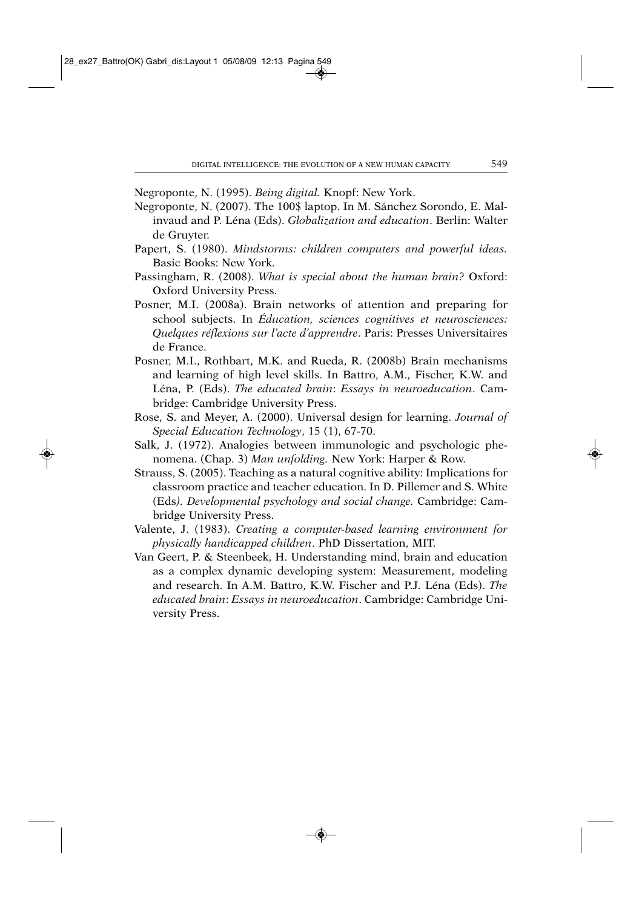Negroponte, N. (1995). *Being digital.* Knopf: New York.

Negroponte, N. (2007). The 100$ laptop. In M. Sánchez Sorondo, E. Malinvaud and P. Léna (Eds). *Globalization and education*. Berlin: Walter de Gruyter.

Papert, S. (1980). *Mindstorms: children computers and powerful ideas.* Basic Books: New York.

Passingham, R. (2008). *What is special about the human brain?* Oxford: Oxford University Press.

Posner, M.I. (2008a). Brain networks of attention and preparing for school subjects. In *Éducation, sciences cognitives et neurosciences: Quelques réflexions sur l'acte d'apprendre*. Paris: Presses Universitaires de France.

Posner, M.I., Rothbart, M.K. and Rueda, R. (2008b) Brain mechanisms and learning of high level skills. In Battro, A.M., Fischer, K.W. and Léna, P. (Eds). *The educated brain*: *Essays in neuroeducation*. Cambridge: Cambridge University Press.

Rose, S. and Meyer, A. (2000). Universal design for learning. *Journal of Special Education Technology*, 15 (1), 67-70.

Salk, J. (1972). Analogies between immunologic and psychologic phenomena. (Chap. 3) *Man unfolding.* New York: Harper & Row.

Strauss, S. (2005). Teaching as a natural cognitive ability: Implications for classroom practice and teacher education. In D. Pillemer and S. White (Eds*). Developmental psychology and social change.* Cambridge: Cambridge University Press.

Valente, J. (1983). *Creating a computer-based learning environment for physically handicapped children*. PhD Dissertation, MIT.

Van Geert, P. & Steenbeek, H. Understanding mind, brain and education as a complex dynamic developing system: Measurement, modeling and research. In A.M. Battro, K.W. Fischer and P.J. Léna (Eds). *The educated brain*: *Essays in neuroeducation*. Cambridge: Cambridge University Press.